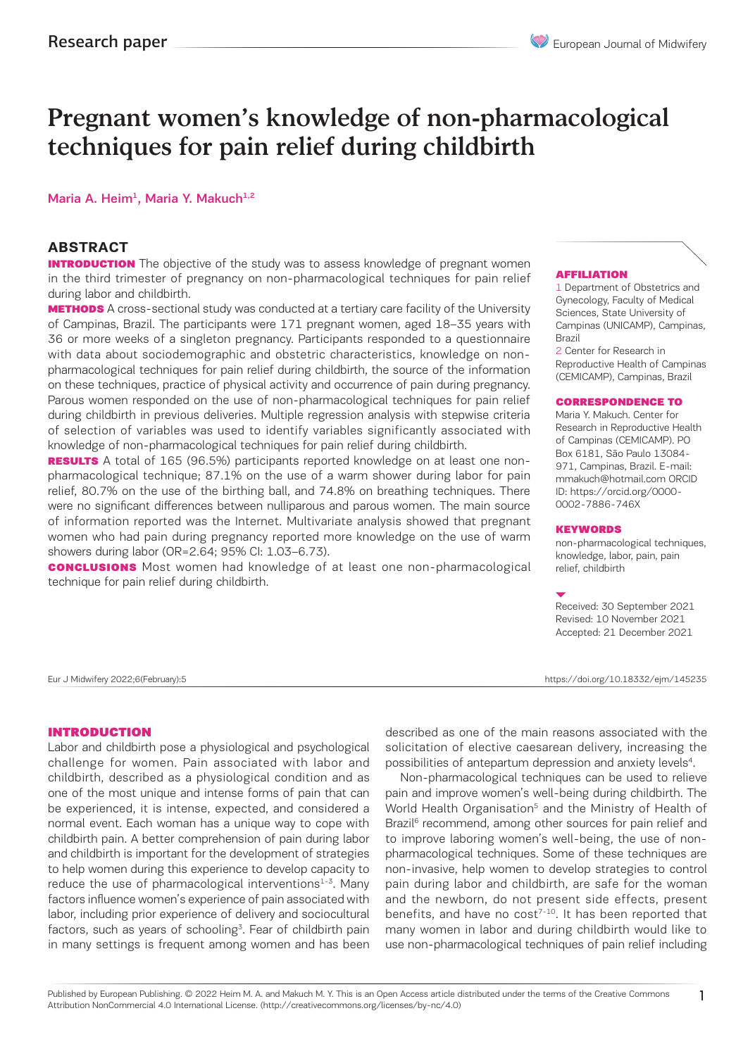Research paper

# Pregnant women's knowledge of non-pharmacological techniques for pain relief during childbirth

Maria A. Heim[1], Maria Y. Makuch[1,2]

## ABSTRACT

**INTRODUCTION** The objective of the study was to assess knowledge of pregnant women in the third trimester of pregnancy on non-pharmacological techniques for pain relief during labor and childbirth.

**METHODS** A cross-sectional study was conducted at a tertiary care facility of the University of Campinas, Brazil. The participants were 171 pregnant women, aged 18–35 years with 36 or more weeks of a singleton pregnancy. Participants responded to a questionnaire with data about sociodemographic and obstetric characteristics, knowledge on non-pharmacological techniques for pain relief during childbirth, the source of the information on these techniques, practice of physical activity and occurrence of pain during pregnancy. Parous women responded on the use of non-pharmacological techniques for pain relief during childbirth in previous deliveries. Multiple regression analysis with stepwise criteria of selection of variables was used to identify variables significantly associated with knowledge of non-pharmacological techniques for pain relief during childbirth.

**RESULTS** A total of 165 (96.5%) participants reported knowledge on at least one non-pharmacological technique; 87.1% on the use of a warm shower during labor for pain relief, 80.7% on the use of the birthing ball, and 74.8% on breathing techniques. There were no significant differences between nulliparous and parous women. The main source of information reported was the Internet. Multivariate analysis showed that pregnant women who had pain during pregnancy reported more knowledge on the use of warm showers during labor (OR=2.64; 95% CI: 1.03–6.73).

**CONCLUSIONS** Most women had knowledge of at least one non-pharmacological technique for pain relief during childbirth.

**AFFILIATION**

1 Department of Obstetrics and Gynecology, Faculty of Medical Sciences, State University of Campinas (UNICAMP), Campinas, Brazil

2 Center for Research in Reproductive Health of Campinas (CEMICAMP), Campinas, Brazil

**CORRESPONDENCE TO**

Maria Y. Makuch. Center for Research in Reproductive Health of Campinas (CEMICAMP). PO Box 6181, São Paulo 13084-971, Campinas, Brazil. E-mail: mmakuch@hotmail.com ORCID ID: https://orcid.org/0000-0002-7886-746X

**KEYWORDS**

non-pharmacological techniques, knowledge, labor, pain, pain relief, childbirth

Received: 30 September 2021
Revised: 10 November 2021
Accepted: 21 December 2021

Eur J Midwifery 2022;6(February):5 https://doi.org/10.18332/ejm/145235

## INTRODUCTION

Labor and childbirth pose a physiological and psychological challenge for women. Pain associated with labor and childbirth, described as a physiological condition and as one of the most unique and intense forms of pain that can be experienced, it is intense, expected, and considered a normal event. Each woman has a unique way to cope with childbirth pain. A better comprehension of pain during labor and childbirth is important for the development of strategies to help women during this experience to develop capacity to reduce the use of pharmacological interventions[1-3]. Many factors influence women's experience of pain associated with labor, including prior experience of delivery and sociocultural factors, such as years of schooling[3]. Fear of childbirth pain in many settings is frequent among women and has been described as one of the main reasons associated with the solicitation of elective caesarean delivery, increasing the possibilities of antepartum depression and anxiety levels[4].

Non-pharmacological techniques can be used to relieve pain and improve women's well-being during childbirth. The World Health Organisation[5] and the Ministry of Health of Brazil[6] recommend, among other sources for pain relief and to improve laboring women's well-being, the use of non-pharmacological techniques. Some of these techniques are non-invasive, help women to develop strategies to control pain during labor and childbirth, are safe for the woman and the newborn, do not present side effects, present benefits, and have no cost[7-10]. It has been reported that many women in labor and during childbirth would like to use non-pharmacological techniques of pain relief including

Published by European Publishing. © 2022 Heim M. A. and Makuch M. Y. This is an Open Access article distributed under the terms of the Creative Commons Attribution NonCommercial 4.0 International License. (http://creativecommons.org/licenses/by-nc/4.0)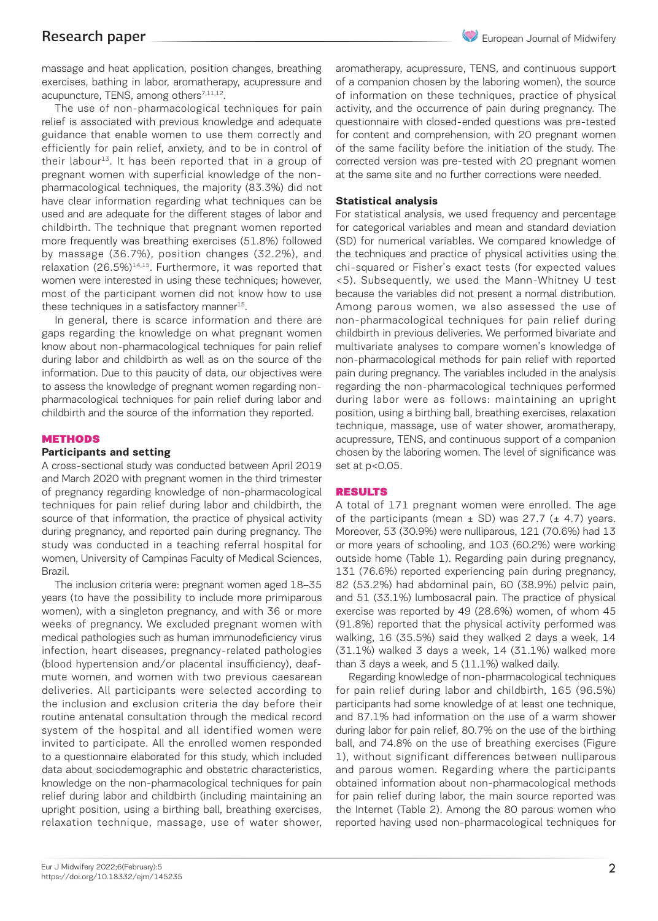massage and heat application, position changes, breathing exercises, bathing in labor, aromatherapy, acupressure and acupuncture, TENS, among others[7,11,12].

The use of non-pharmacological techniques for pain relief is associated with previous knowledge and adequate guidance that enable women to use them correctly and efficiently for pain relief, anxiety, and to be in control of their labour[13]. It has been reported that in a group of pregnant women with superficial knowledge of the non-pharmacological techniques, the majority (83.3%) did not have clear information regarding what techniques can be used and are adequate for the different stages of labor and childbirth. The technique that pregnant women reported more frequently was breathing exercises (51.8%) followed by massage (36.7%), position changes (32.2%), and relaxation (26.5%)[14,15]. Furthermore, it was reported that women were interested in using these techniques; however, most of the participant women did not know how to use these techniques in a satisfactory manner[15].

In general, there is scarce information and there are gaps regarding the knowledge on what pregnant women know about non-pharmacological techniques for pain relief during labor and childbirth as well as on the source of the information. Due to this paucity of data, our objectives were to assess the knowledge of pregnant women regarding non-pharmacological techniques for pain relief during labor and childbirth and the source of the information they reported.

## METHODS

### Participants and setting

A cross-sectional study was conducted between April 2019 and March 2020 with pregnant women in the third trimester of pregnancy regarding knowledge of non-pharmacological techniques for pain relief during labor and childbirth, the source of that information, the practice of physical activity during pregnancy, and reported pain during pregnancy. The study was conducted in a teaching referral hospital for women, University of Campinas Faculty of Medical Sciences, Brazil.

The inclusion criteria were: pregnant women aged 18–35 years (to have the possibility to include more primiparous women), with a singleton pregnancy, and with 36 or more weeks of pregnancy. We excluded pregnant women with medical pathologies such as human immunodeficiency virus infection, heart diseases, pregnancy-related pathologies (blood hypertension and/or placental insufficiency), deaf-mute women, and women with two previous caesarean deliveries. All participants were selected according to the inclusion and exclusion criteria the day before their routine antenatal consultation through the medical record system of the hospital and all identified women were invited to participate. All the enrolled women responded to a questionnaire elaborated for this study, which included data about sociodemographic and obstetric characteristics, knowledge on the non-pharmacological techniques for pain relief during labor and childbirth (including maintaining an upright position, using a birthing ball, breathing exercises, relaxation technique, massage, use of water shower, aromatherapy, acupressure, TENS, and continuous support of a companion chosen by the laboring women), the source of information on these techniques, practice of physical activity, and the occurrence of pain during pregnancy. The questionnaire with closed-ended questions was pre-tested for content and comprehension, with 20 pregnant women of the same facility before the initiation of the study. The corrected version was pre-tested with 20 pregnant women at the same site and no further corrections were needed.

### Statistical analysis

For statistical analysis, we used frequency and percentage for categorical variables and mean and standard deviation (SD) for numerical variables. We compared knowledge of the techniques and practice of physical activities using the chi-squared or Fisher's exact tests (for expected values <5). Subsequently, we used the Mann-Whitney U test because the variables did not present a normal distribution. Among parous women, we also assessed the use of non-pharmacological techniques for pain relief during childbirth in previous deliveries. We performed bivariate and multivariate analyses to compare women's knowledge of non-pharmacological methods for pain relief with reported pain during pregnancy. The variables included in the analysis regarding the non-pharmacological techniques performed during labor were as follows: maintaining an upright position, using a birthing ball, breathing exercises, relaxation technique, massage, use of water shower, aromatherapy, acupressure, TENS, and continuous support of a companion chosen by the laboring women. The level of significance was set at $p<0.05$.

## RESULTS

A total of 171 pregnant women were enrolled. The age of the participants (mean ± SD) was 27.7 (± 4.7) years. Moreover, 53 (30.9%) were nulliparous, 121 (70.6%) had 13 or more years of schooling, and 103 (60.2%) were working outside home (Table 1). Regarding pain during pregnancy, 131 (76.6%) reported experiencing pain during pregnancy, 82 (53.2%) had abdominal pain, 60 (38.9%) pelvic pain, and 51 (33.1%) lumbosacral pain. The practice of physical exercise was reported by 49 (28.6%) women, of whom 45 (91.8%) reported that the physical activity performed was walking, 16 (35.5%) said they walked 2 days a week, 14 (31.1%) walked 3 days a week, 14 (31.1%) walked more than 3 days a week, and 5 (11.1%) walked daily.

Regarding knowledge of non-pharmacological techniques for pain relief during labor and childbirth, 165 (96.5%) participants had some knowledge of at least one technique, and 87.1% had information on the use of a warm shower during labor for pain relief, 80.7% on the use of the birthing ball, and 74.8% on the use of breathing exercises (Figure 1), without significant differences between nulliparous and parous women. Regarding where the participants obtained information about non-pharmacological methods for pain relief during labor, the main source reported was the Internet (Table 2). Among the 80 parous women who reported having used non-pharmacological techniques for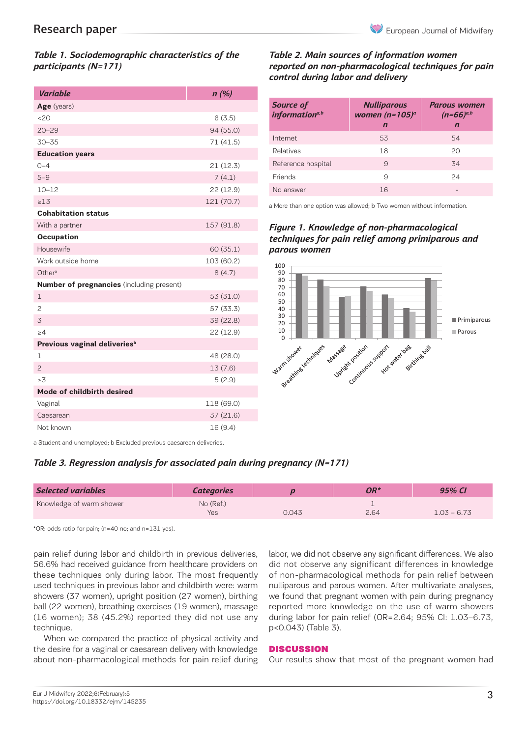*Table 1. Sociodemographic characteristics of the participants (N=171)*

| Variable | n (%) |
|---|---|
| **Age** (years) | |
| <20 | 6 (3.5) |
| 20–29 | 94 (55.0) |
| 30–35 | 71 (41.5) |
| **Education years** | |
| 0–4 | 21 (12.3) |
| 5–9 | 7 (4.1) |
| 10–12 | 22 (12.9) |
| ≥13 | 121 (70.7) |
| **Cohabitation status** | |
| With a partner | 157 (91.8) |
| **Occupation** | |
| Housewife | 60 (35.1) |
| Work outside home | 103 (60.2) |
| Other[a] | 8 (4.7) |
| **Number of pregnancies** (including present) | |
| 1 | 53 (31.0) |
| 2 | 57 (33.3) |
| 3 | 39 (22.8) |
| ≥4 | 22 (12.9) |
| **Previous vaginal deliveries**[b] | |
| 1 | 48 (28.0) |
| 2 | 13 (7.6) |
| ≥3 | 5 (2.9) |
| **Mode of childbirth desired** | |
| Vaginal | 118 (69.0) |
| Caesarean | 37 (21.6) |
| Not known | 16 (9.4) |

a Student and unemployed; b Excluded previous caesarean deliveries.

*Table 2. Main sources of information women reported on non-pharmacological techniques for pain control during labor and delivery*

| Source of information[a,b] | Nulliparous women (n=105)[a] n | Parous women (n=66)[a,b] n |
|---|---|---|
| Internet | 53 | 54 |
| Relatives | 18 | 20 |
| Reference hospital | 9 | 34 |
| Friends | 9 | 24 |
| No answer | 16 | - |

a More than one option was allowed; b Two women without information.

*Figure 1. Knowledge of non-pharmacological techniques for pain relief among primiparous and parous women*

*Table 3. Regression analysis for associated pain during pregnancy (N=171)*

| Selected variables | Categories | p | OR* | 95% CI |
|---|---|---|---|---|
| Knowledge of warm shower | No (Ref.) | | 1 | |
| | Yes | 0.043 | 2.64 | 1.03 – 6.73 |

*OR: odds ratio for pain; (n=40 no; and n=131 yes).

pain relief during labor and childbirth in previous deliveries, 56.6% had received guidance from healthcare providers on these techniques only during labor. The most frequently used techniques in previous labor and childbirth were: warm showers (37 women), upright position (27 women), birthing ball (22 women), breathing exercises (19 women), massage (16 women); 38 (45.2%) reported they did not use any technique.

When we compared the practice of physical activity and the desire for a vaginal or caesarean delivery with knowledge about non-pharmacological methods for pain relief during labor, we did not observe any significant differences. We also did not observe any significant differences in knowledge of non-pharmacological methods for pain relief between nulliparous and parous women. After multivariate analyses, we found that pregnant women with pain during pregnancy reported more knowledge on the use of warm showers during labor for pain relief (OR=2.64; 95% CI: 1.03–6.73, $p<0.043$) (Table 3).

## DISCUSSION

Our results show that most of the pregnant women had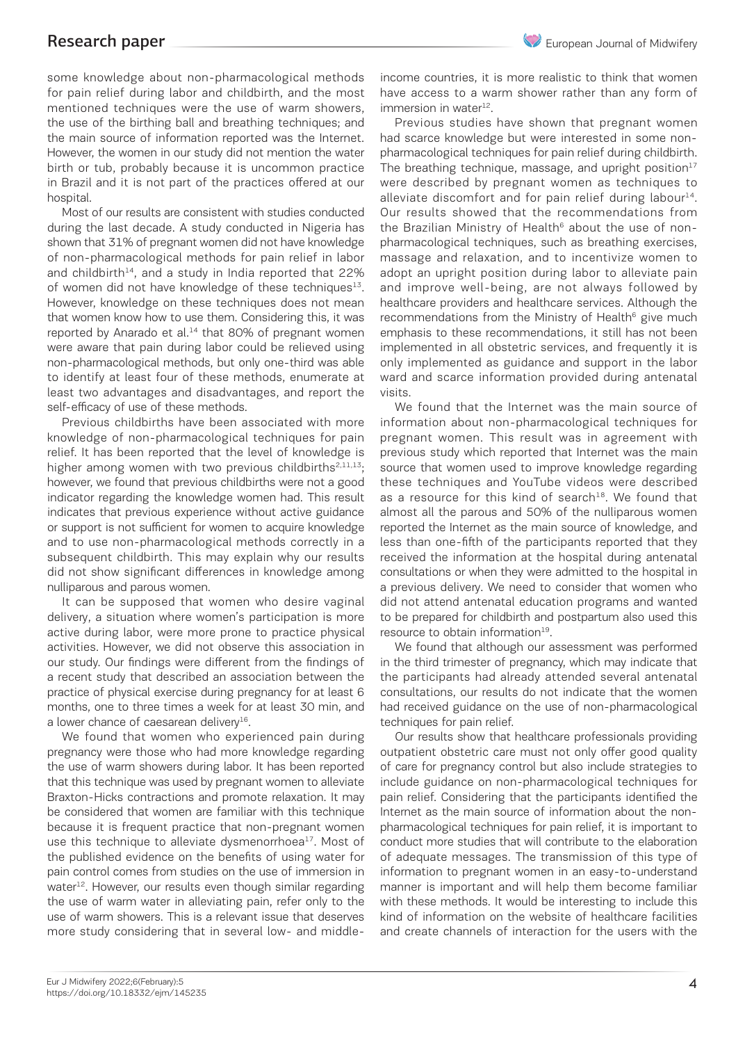some knowledge about non-pharmacological methods for pain relief during labor and childbirth, and the most mentioned techniques were the use of warm showers, the use of the birthing ball and breathing techniques; and the main source of information reported was the Internet. However, the women in our study did not mention the water birth or tub, probably because it is uncommon practice in Brazil and it is not part of the practices offered at our hospital.

Most of our results are consistent with studies conducted during the last decade. A study conducted in Nigeria has shown that 31% of pregnant women did not have knowledge of non-pharmacological methods for pain relief in labor and childbirth[14], and a study in India reported that 22% of women did not have knowledge of these techniques[13]. However, knowledge on these techniques does not mean that women know how to use them. Considering this, it was reported by Anarado et al.[14] that 80% of pregnant women were aware that pain during labor could be relieved using non-pharmacological methods, but only one-third was able to identify at least four of these methods, enumerate at least two advantages and disadvantages, and report the self-efficacy of use of these methods.

Previous childbirths have been associated with more knowledge of non-pharmacological techniques for pain relief. It has been reported that the level of knowledge is higher among women with two previous childbirths[2,11,13]; however, we found that previous childbirths were not a good indicator regarding the knowledge women had. This result indicates that previous experience without active guidance or support is not sufficient for women to acquire knowledge and to use non-pharmacological methods correctly in a subsequent childbirth. This may explain why our results did not show significant differences in knowledge among nulliparous and parous women.

It can be supposed that women who desire vaginal delivery, a situation where women's participation is more active during labor, were more prone to practice physical activities. However, we did not observe this association in our study. Our findings were different from the findings of a recent study that described an association between the practice of physical exercise during pregnancy for at least 6 months, one to three times a week for at least 30 min, and a lower chance of caesarean delivery[16].

We found that women who experienced pain during pregnancy were those who had more knowledge regarding the use of warm showers during labor. It has been reported that this technique was used by pregnant women to alleviate Braxton-Hicks contractions and promote relaxation. It may be considered that women are familiar with this technique because it is frequent practice that non-pregnant women use this technique to alleviate dysmenorrhoea[17]. Most of the published evidence on the benefits of using water for pain control comes from studies on the use of immersion in water[12]. However, our results even though similar regarding the use of warm water in alleviating pain, refer only to the use of warm showers. This is a relevant issue that deserves more study considering that in several low- and middle-income countries, it is more realistic to think that women have access to a warm shower rather than any form of immersion in water[12].

Previous studies have shown that pregnant women had scarce knowledge but were interested in some non-pharmacological techniques for pain relief during childbirth. The breathing technique, massage, and upright position[17] were described by pregnant women as techniques to alleviate discomfort and for pain relief during labour[14]. Our results showed that the recommendations from the Brazilian Ministry of Health[6] about the use of non-pharmacological techniques, such as breathing exercises, massage and relaxation, and to incentivize women to adopt an upright position during labor to alleviate pain and improve well-being, are not always followed by healthcare providers and healthcare services. Although the recommendations from the Ministry of Health[6] give much emphasis to these recommendations, it still has not been implemented in all obstetric services, and frequently it is only implemented as guidance and support in the labor ward and scarce information provided during antenatal visits.

We found that the Internet was the main source of information about non-pharmacological techniques for pregnant women. This result was in agreement with previous study which reported that Internet was the main source that women used to improve knowledge regarding these techniques and YouTube videos were described as a resource for this kind of search[18]. We found that almost all the parous and 50% of the nulliparous women reported the Internet as the main source of knowledge, and less than one-fifth of the participants reported that they received the information at the hospital during antenatal consultations or when they were admitted to the hospital in a previous delivery. We need to consider that women who did not attend antenatal education programs and wanted to be prepared for childbirth and postpartum also used this resource to obtain information[19].

We found that although our assessment was performed in the third trimester of pregnancy, which may indicate that the participants had already attended several antenatal consultations, our results do not indicate that the women had received guidance on the use of non-pharmacological techniques for pain relief.

Our results show that healthcare professionals providing outpatient obstetric care must not only offer good quality of care for pregnancy control but also include strategies to include guidance on non-pharmacological techniques for pain relief. Considering that the participants identified the Internet as the main source of information about the non-pharmacological techniques for pain relief, it is important to conduct more studies that will contribute to the elaboration of adequate messages. The transmission of this type of information to pregnant women in an easy-to-understand manner is important and will help them become familiar with these methods. It would be interesting to include this kind of information on the website of healthcare facilities and create channels of interaction for the users with the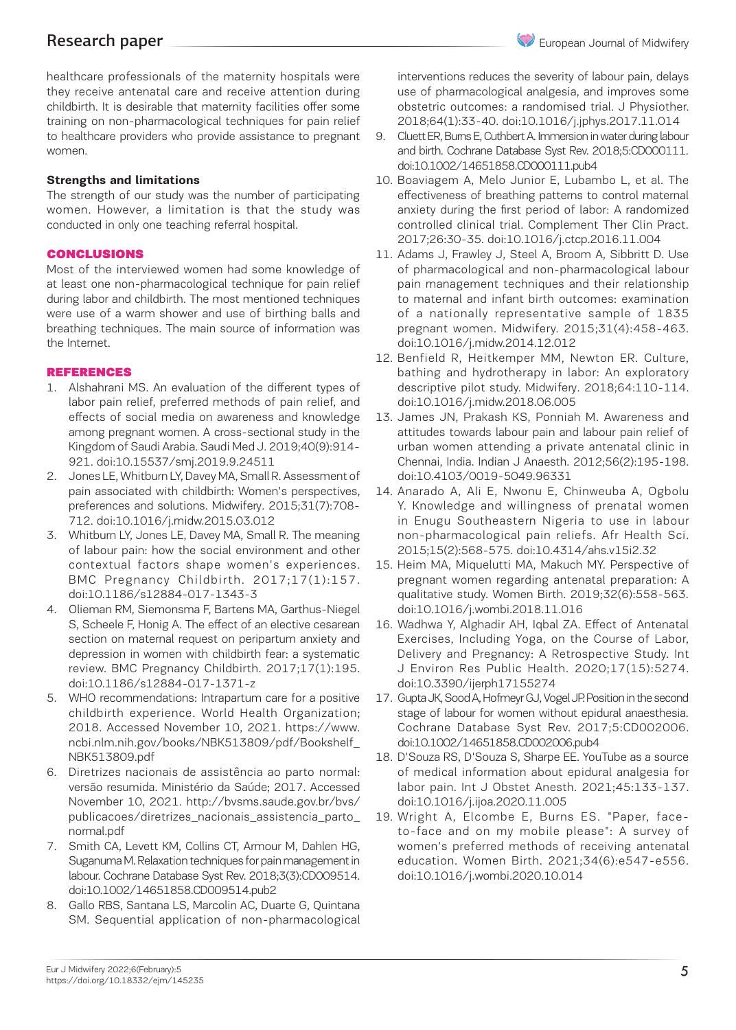healthcare professionals of the maternity hospitals were they receive antenatal care and receive attention during childbirth. It is desirable that maternity facilities offer some training on non-pharmacological techniques for pain relief to healthcare providers who provide assistance to pregnant women.

### Strengths and limitations

The strength of our study was the number of participating women. However, a limitation is that the study was conducted in only one teaching referral hospital.

## CONCLUSIONS

Most of the interviewed women had some knowledge of at least one non-pharmacological technique for pain relief during labor and childbirth. The most mentioned techniques were use of a warm shower and use of birthing balls and breathing techniques. The main source of information was the Internet.

## REFERENCES

1. Alshahrani MS. An evaluation of the different types of labor pain relief, preferred methods of pain relief, and effects of social media on awareness and knowledge among pregnant women. A cross-sectional study in the Kingdom of Saudi Arabia. Saudi Med J. 2019;40(9):914-921. doi:10.15537/smj.2019.9.24511
2. Jones LE, Whitburn LY, Davey MA, Small R. Assessment of pain associated with childbirth: Women's perspectives, preferences and solutions. Midwifery. 2015;31(7):708-712. doi:10.1016/j.midw.2015.03.012
3. Whitburn LY, Jones LE, Davey MA, Small R. The meaning of labour pain: how the social environment and other contextual factors shape women's experiences. BMC Pregnancy Childbirth. 2017;17(1):157. doi:10.1186/s12884-017-1343-3
4. Olieman RM, Siemonsma F, Bartens MA, Garthus-Niegel S, Scheele F, Honig A. The effect of an elective cesarean section on maternal request on peripartum anxiety and depression in women with childbirth fear: a systematic review. BMC Pregnancy Childbirth. 2017;17(1):195. doi:10.1186/s12884-017-1371-z
5. WHO recommendations: Intrapartum care for a positive childbirth experience. World Health Organization; 2018. Accessed November 10, 2021. https://www.ncbi.nlm.nih.gov/books/NBK513809/pdf/Bookshelf_NBK513809.pdf
6. Diretrizes nacionais de assistência ao parto normal: versão resumida. Ministério da Saúde; 2017. Accessed November 10, 2021. http://bvsms.saude.gov.br/bvs/publicacoes/diretrizes_nacionais_assistencia_parto_normal.pdf
7. Smith CA, Levett KM, Collins CT, Armour M, Dahlen HG, Suganuma M. Relaxation techniques for pain management in labour. Cochrane Database Syst Rev. 2018;3(3):CD009514. doi:10.1002/14651858.CD009514.pub2
8. Gallo RBS, Santana LS, Marcolin AC, Duarte G, Quintana SM. Sequential application of non-pharmacological interventions reduces the severity of labour pain, delays use of pharmacological analgesia, and improves some obstetric outcomes: a randomised trial. J Physiother. 2018;64(1):33-40. doi:10.1016/j.jphys.2017.11.014
9. Cluett ER, Burns E, Cuthbert A. Immersion in water during labour and birth. Cochrane Database Syst Rev. 2018;5:CD000111. doi:10.1002/14651858.CD000111.pub4
10. Boaviagem A, Melo Junior E, Lubambo L, et al. The effectiveness of breathing patterns to control maternal anxiety during the first period of labor: A randomized controlled clinical trial. Complement Ther Clin Pract. 2017;26:30-35. doi:10.1016/j.ctcp.2016.11.004
11. Adams J, Frawley J, Steel A, Broom A, Sibbritt D. Use of pharmacological and non-pharmacological labour pain management techniques and their relationship to maternal and infant birth outcomes: examination of a nationally representative sample of 1835 pregnant women. Midwifery. 2015;31(4):458-463. doi:10.1016/j.midw.2014.12.012
12. Benfield R, Heitkemper MM, Newton ER. Culture, bathing and hydrotherapy in labor: An exploratory descriptive pilot study. Midwifery. 2018;64:110-114. doi:10.1016/j.midw.2018.06.005
13. James JN, Prakash KS, Ponniah M. Awareness and attitudes towards labour pain and labour pain relief of urban women attending a private antenatal clinic in Chennai, India. Indian J Anaesth. 2012;56(2):195-198. doi:10.4103/0019-5049.96331
14. Anarado A, Ali E, Nwonu E, Chinweuba A, Ogbolu Y. Knowledge and willingness of prenatal women in Enugu Southeastern Nigeria to use in labour non-pharmacological pain reliefs. Afr Health Sci. 2015;15(2):568-575. doi:10.4314/ahs.v15i2.32
15. Heim MA, Miquelutti MA, Makuch MY. Perspective of pregnant women regarding antenatal preparation: A qualitative study. Women Birth. 2019;32(6):558-563. doi:10.1016/j.wombi.2018.11.016
16. Wadhwa Y, Alghadir AH, Iqbal ZA. Effect of Antenatal Exercises, Including Yoga, on the Course of Labor, Delivery and Pregnancy: A Retrospective Study. Int J Environ Res Public Health. 2020;17(15):5274. doi:10.3390/ijerph17155274
17. Gupta JK, Sood A, Hofmeyr GJ, Vogel JP. Position in the second stage of labour for women without epidural anaesthesia. Cochrane Database Syst Rev. 2017;5:CD002006. doi:10.1002/14651858.CD002006.pub4
18. D'Souza RS, D'Souza S, Sharpe EE. YouTube as a source of medical information about epidural analgesia for labor pain. Int J Obstet Anesth. 2021;45:133-137. doi:10.1016/j.ijoa.2020.11.005
19. Wright A, Elcombe E, Burns ES. "Paper, face-to-face and on my mobile please": A survey of women's preferred methods of receiving antenatal education. Women Birth. 2021;34(6):e547-e556. doi:10.1016/j.wombi.2020.10.014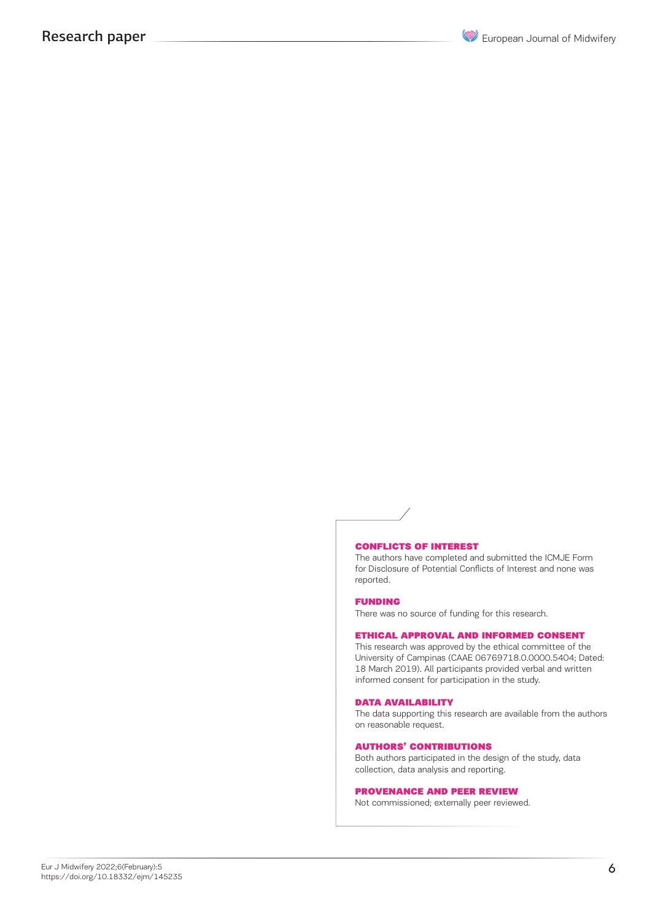#### CONFLICTS OF INTEREST

The authors have completed and submitted the ICMJE Form for Disclosure of Potential Conflicts of Interest and none was reported.

#### FUNDING

There was no source of funding for this research.

#### ETHICAL APPROVAL AND INFORMED CONSENT

This research was approved by the ethical committee of the University of Campinas (CAAE 06769718.0.0000.5404; Dated: 18 March 2019). All participants provided verbal and written informed consent for participation in the study.

#### DATA AVAILABILITY

The data supporting this research are available from the authors on reasonable request.

#### AUTHORS' CONTRIBUTIONS

Both authors participated in the design of the study, data collection, data analysis and reporting.

#### PROVENANCE AND PEER REVIEW

Not commissioned; externally peer reviewed.